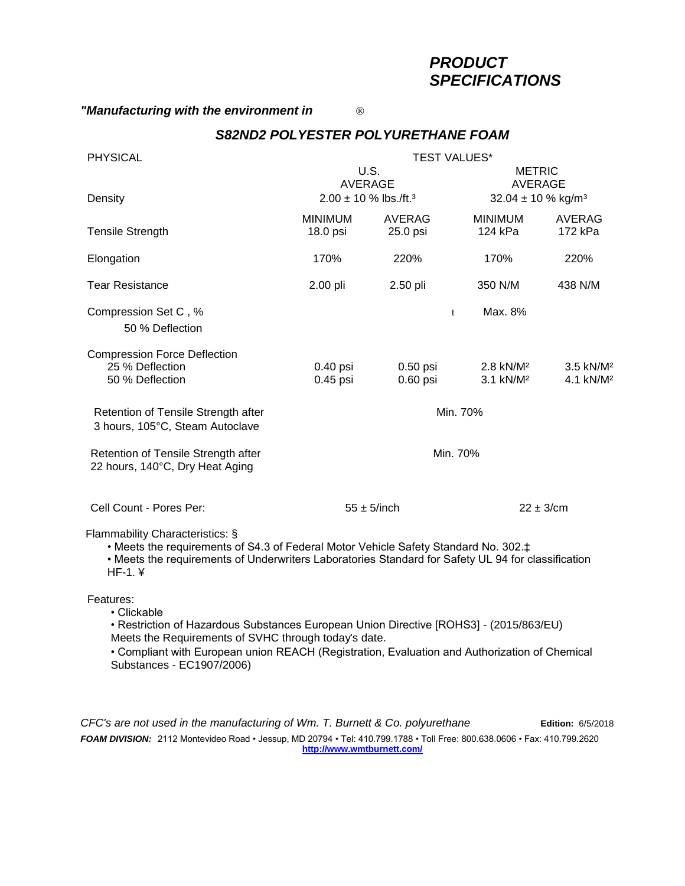# *PRODUCT SPECIFICATIONS*

***"Manufacturing with the environment in*** ®

## *S82ND2 POLYESTER POLYURETHANE FOAM*

| PHYSICAL | TEST VALUES* | | | |
|---|---|---|---|---|
| | U.S. AVERAGE | | METRIC AVERAGE | |
| Density | 2.00 ± 10 % lbs./ft.³ | | 32.04 ± 10 % kg/m³ | |
| | MINIMUM | AVERAG | MINIMUM | AVERAG |
| Tensile Strength | 18.0 psi | 25.0 psi | 124 kPa | 172 kPa |
| Elongation | 170% | 220% | 170% | 220% |
| Tear Resistance | 2.00 pli | 2.50 pli | 350 N/M | 438 N/M |
| Compression Set C , % 50 % Deflection | | t | Max. 8% | |
| Compression Force Deflection | | | | |
| 25 % Deflection | 0.40 psi | 0.50 psi | 2.8 kN/M² | 3.5 kN/M² |
| 50 % Deflection | 0.45 psi | 0.60 psi | 3.1 kN/M² | 4.1 kN/M² |
| Retention of Tensile Strength after 3 hours, 105°C, Steam Autoclave | Min. 70% | | | |
| Retention of Tensile Strength after 22 hours, 140°C, Dry Heat Aging | Min. 70% | | | |
| Cell Count - Pores Per: | 55 ± 5/inch | | 22 ± 3/cm | |

Flammability Characteristics: §

- Meets the requirements of S4.3 of Federal Motor Vehicle Safety Standard No. 302.‡
- Meets the requirements of Underwriters Laboratories Standard for Safety UL 94 for classification HF-1. ¥

Features:

- Clickable
- Restriction of Hazardous Substances European Union Directive [ROHS3] - (2015/863/EU) Meets the Requirements of SVHC through today's date.
- Compliant with European union REACH (Registration, Evaluation and Authorization of Chemical Substances - EC1907/2006)

*CFC's are not used in the manufacturing of Wm. T. Burnett & Co. polyurethane* **Edition:** 6/5/2018

***FOAM DIVISION:*** 2112 Montevideo Road • Jessup, MD 20794 • Tel: 410.799.1788 • Toll Free: 800.638.0606 • Fax: 410.799.2620
**http://www.wmtburnett.com/**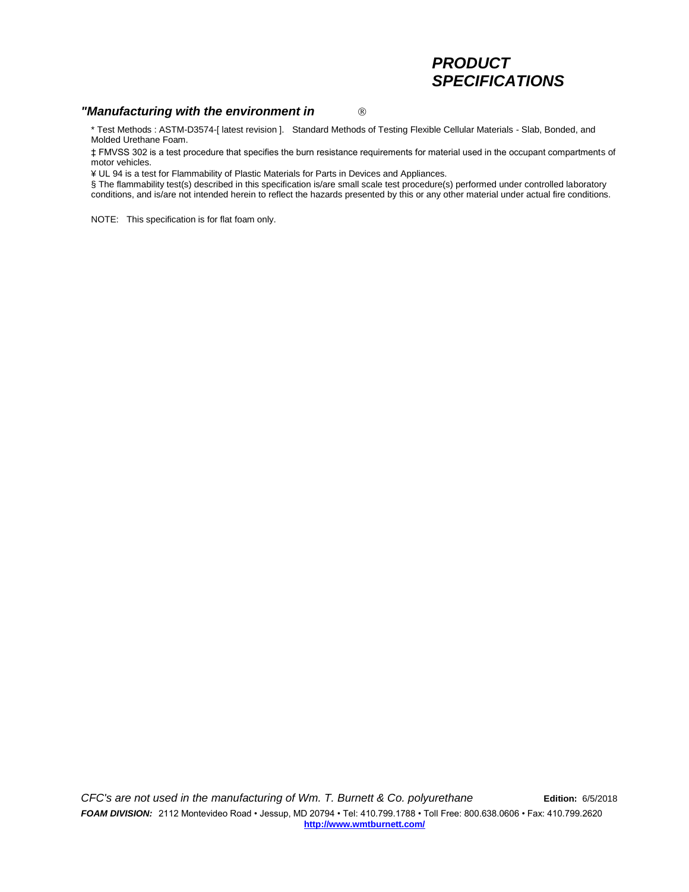# *PRODUCT SPECIFICATIONS*

***"Manufacturing with the environment in*** ®

\* Test Methods : ASTM-D3574-[ latest revision ]. Standard Methods of Testing Flexible Cellular Materials - Slab, Bonded, and Molded Urethane Foam.

‡ FMVSS 302 is a test procedure that specifies the burn resistance requirements for material used in the occupant compartments of motor vehicles.

¥ UL 94 is a test for Flammability of Plastic Materials for Parts in Devices and Appliances.

§ The flammability test(s) described in this specification is/are small scale test procedure(s) performed under controlled laboratory conditions, and is/are not intended herein to reflect the hazards presented by this or any other material under actual fire conditions.

NOTE: This specification is for flat foam only.

*CFC's are not used in the manufacturing of Wm. T. Burnett & Co. polyurethane* **Edition:** 6/5/2018

***FOAM DIVISION:*** 2112 Montevideo Road • Jessup, MD 20794 • Tel: 410.799.1788 • Toll Free: 800.638.0606 • Fax: 410.799.2620

**http://www.wmtburnett.com/**